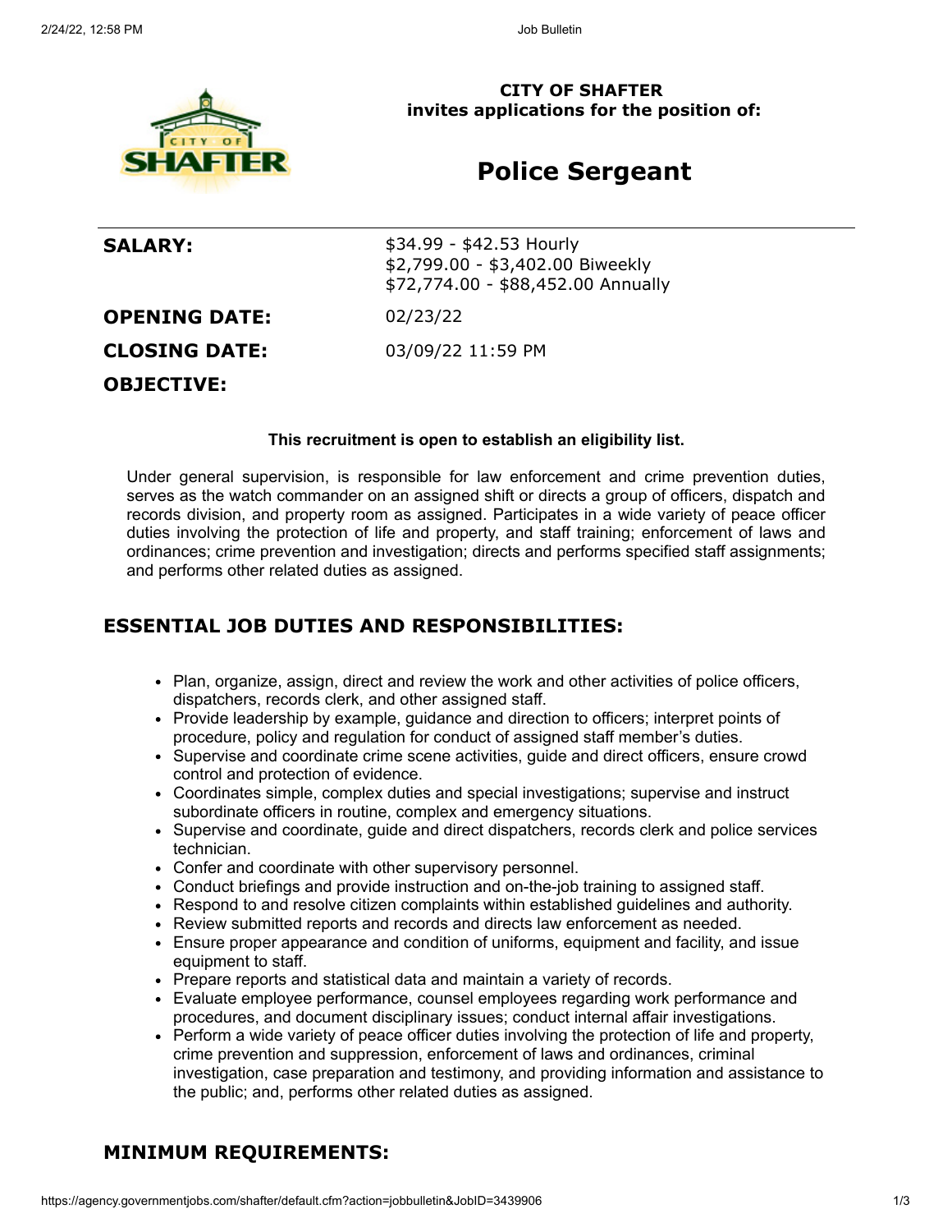**CITY OF SHAFTER**
**invites applications for the position of:**

# Police Sergeant

| | |
|---|---|
| **SALARY:** | $34.99 - $42.53 Hourly<br>$2,799.00 - $3,402.00 Biweekly<br>$72,774.00 - $88,452.00 Annually |
| **OPENING DATE:** | 02/23/22 |
| **CLOSING DATE:** | 03/09/22 11:59 PM |

**OBJECTIVE:**

**This recruitment is open to establish an eligibility list.**

Under general supervision, is responsible for law enforcement and crime prevention duties, serves as the watch commander on an assigned shift or directs a group of officers, dispatch and records division, and property room as assigned. Participates in a wide variety of peace officer duties involving the protection of life and property, and staff training; enforcement of laws and ordinances; crime prevention and investigation; directs and performs specified staff assignments; and performs other related duties as assigned.

## ESSENTIAL JOB DUTIES AND RESPONSIBILITIES:

- Plan, organize, assign, direct and review the work and other activities of police officers, dispatchers, records clerk, and other assigned staff.
- Provide leadership by example, guidance and direction to officers; interpret points of procedure, policy and regulation for conduct of assigned staff member's duties.
- Supervise and coordinate crime scene activities, guide and direct officers, ensure crowd control and protection of evidence.
- Coordinates simple, complex duties and special investigations; supervise and instruct subordinate officers in routine, complex and emergency situations.
- Supervise and coordinate, guide and direct dispatchers, records clerk and police services technician.
- Confer and coordinate with other supervisory personnel.
- Conduct briefings and provide instruction and on-the-job training to assigned staff.
- Respond to and resolve citizen complaints within established guidelines and authority.
- Review submitted reports and records and directs law enforcement as needed.
- Ensure proper appearance and condition of uniforms, equipment and facility, and issue equipment to staff.
- Prepare reports and statistical data and maintain a variety of records.
- Evaluate employee performance, counsel employees regarding work performance and procedures, and document disciplinary issues; conduct internal affair investigations.
- Perform a wide variety of peace officer duties involving the protection of life and property, crime prevention and suppression, enforcement of laws and ordinances, criminal investigation, case preparation and testimony, and providing information and assistance to the public; and, performs other related duties as assigned.

## MINIMUM REQUIREMENTS: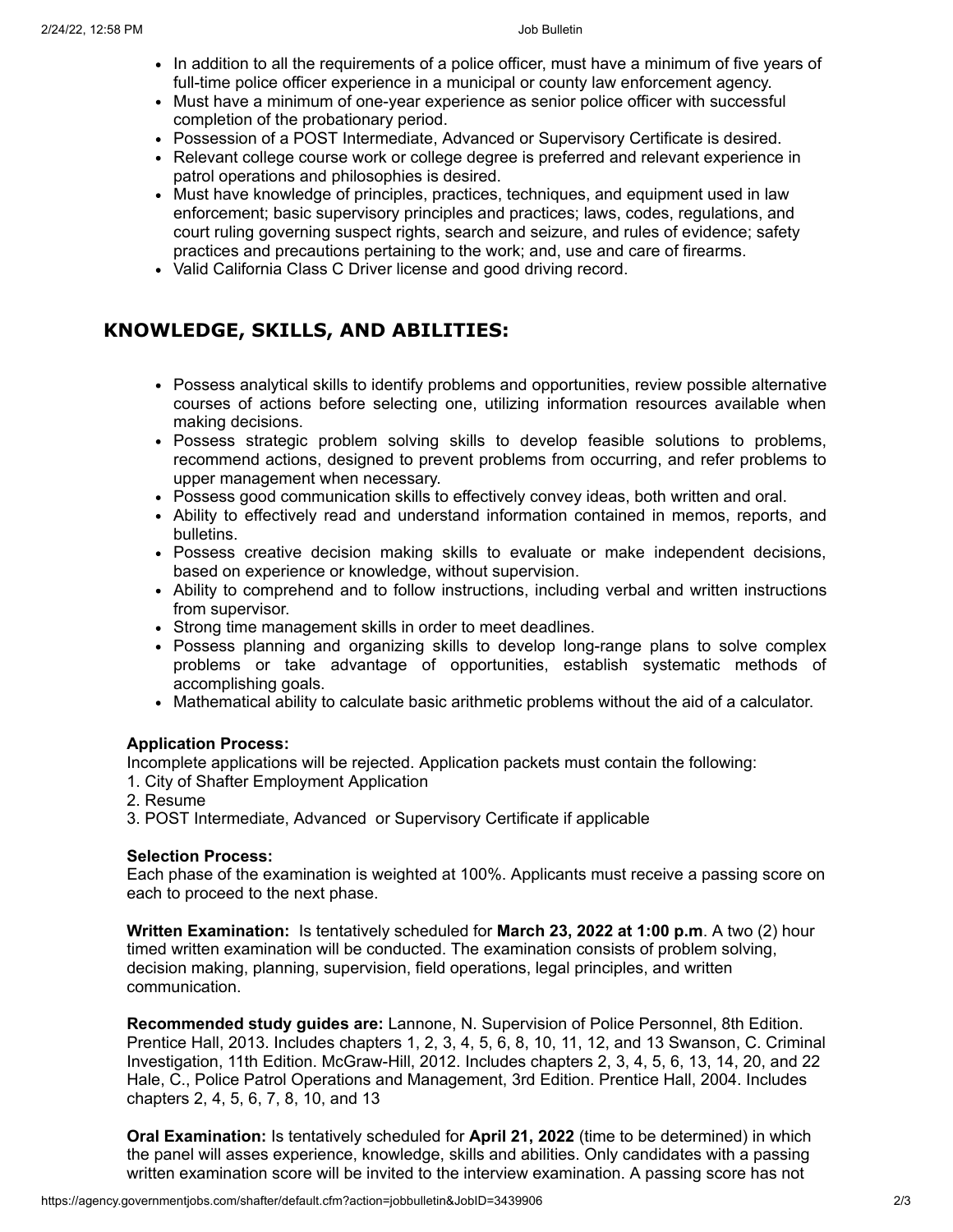- In addition to all the requirements of a police officer, must have a minimum of five years of full-time police officer experience in a municipal or county law enforcement agency.
- Must have a minimum of one-year experience as senior police officer with successful completion of the probationary period.
- Possession of a POST Intermediate, Advanced or Supervisory Certificate is desired.
- Relevant college course work or college degree is preferred and relevant experience in patrol operations and philosophies is desired.
- Must have knowledge of principles, practices, techniques, and equipment used in law enforcement; basic supervisory principles and practices; laws, codes, regulations, and court ruling governing suspect rights, search and seizure, and rules of evidence; safety practices and precautions pertaining to the work; and, use and care of firearms.
- Valid California Class C Driver license and good driving record.

## KNOWLEDGE, SKILLS, AND ABILITIES:

- Possess analytical skills to identify problems and opportunities, review possible alternative courses of actions before selecting one, utilizing information resources available when making decisions.
- Possess strategic problem solving skills to develop feasible solutions to problems, recommend actions, designed to prevent problems from occurring, and refer problems to upper management when necessary.
- Possess good communication skills to effectively convey ideas, both written and oral.
- Ability to effectively read and understand information contained in memos, reports, and bulletins.
- Possess creative decision making skills to evaluate or make independent decisions, based on experience or knowledge, without supervision.
- Ability to comprehend and to follow instructions, including verbal and written instructions from supervisor.
- Strong time management skills in order to meet deadlines.
- Possess planning and organizing skills to develop long-range plans to solve complex problems or take advantage of opportunities, establish systematic methods of accomplishing goals.
- Mathematical ability to calculate basic arithmetic problems without the aid of a calculator.

**Application Process:**
Incomplete applications will be rejected. Application packets must contain the following:
1. City of Shafter Employment Application
2. Resume
3. POST Intermediate, Advanced or Supervisory Certificate if applicable

**Selection Process:**
Each phase of the examination is weighted at 100%. Applicants must receive a passing score on each to proceed to the next phase.

**Written Examination:** Is tentatively scheduled for **March 23, 2022 at 1:00 p.m**. A two (2) hour timed written examination will be conducted. The examination consists of problem solving, decision making, planning, supervision, field operations, legal principles, and written communication.

**Recommended study guides are:** Lannone, N. Supervision of Police Personnel, 8th Edition. Prentice Hall, 2013. Includes chapters 1, 2, 3, 4, 5, 6, 8, 10, 11, 12, and 13 Swanson, C. Criminal Investigation, 11th Edition. McGraw-Hill, 2012. Includes chapters 2, 3, 4, 5, 6, 13, 14, 20, and 22 Hale, C., Police Patrol Operations and Management, 3rd Edition. Prentice Hall, 2004. Includes chapters 2, 4, 5, 6, 7, 8, 10, and 13

**Oral Examination:** Is tentatively scheduled for **April 21, 2022** (time to be determined) in which the panel will asses experience, knowledge, skills and abilities. Only candidates with a passing written examination score will be invited to the interview examination. A passing score has not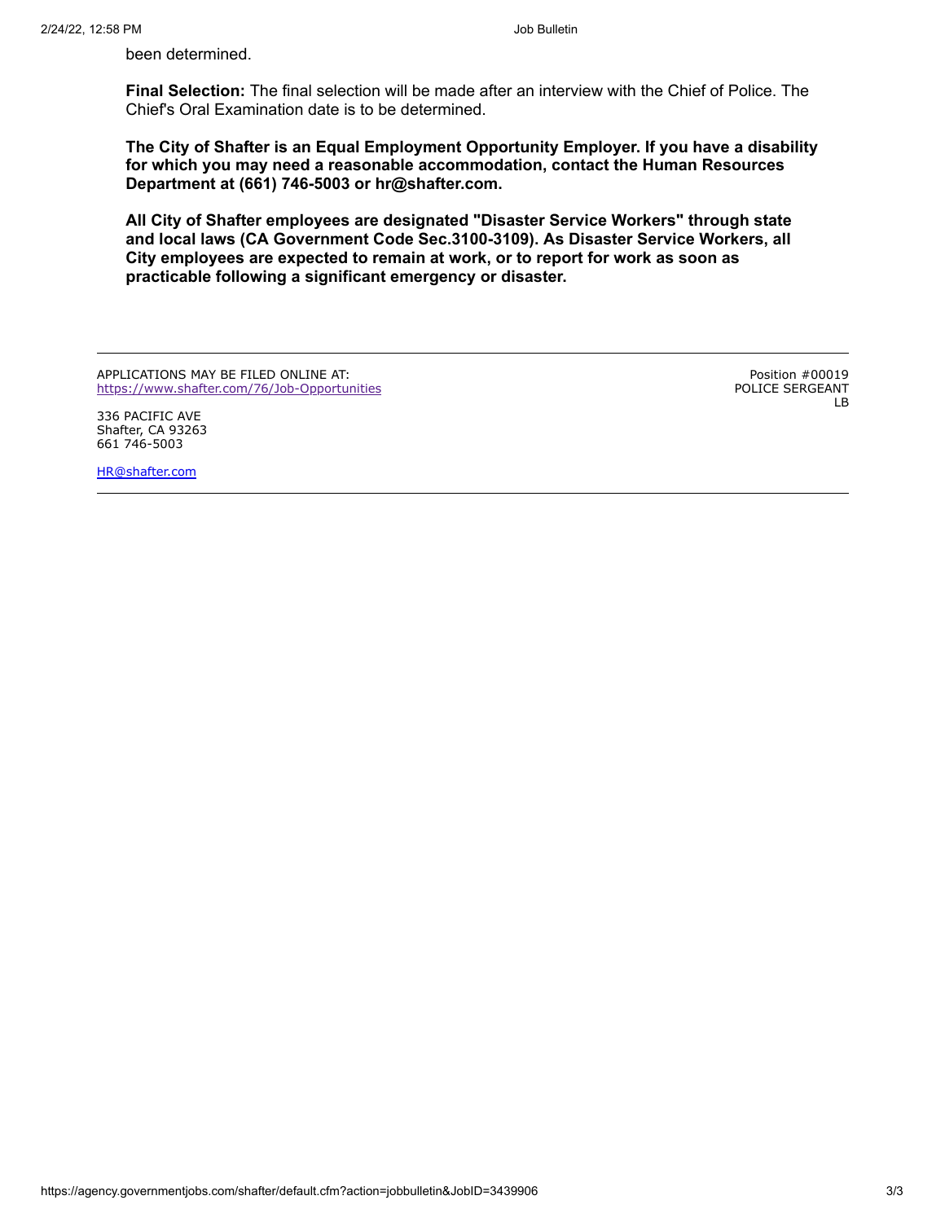been determined.

**Final Selection:** The final selection will be made after an interview with the Chief of Police. The Chief's Oral Examination date is to be determined.

**The City of Shafter is an Equal Employment Opportunity Employer. If you have a disability for which you may need a reasonable accommodation, contact the Human Resources Department at (661) 746-5003 or hr@shafter.com.**

**All City of Shafter employees are designated "Disaster Service Workers" through state and local laws (CA Government Code Sec.3100-3109). As Disaster Service Workers, all City employees are expected to remain at work, or to report for work as soon as practicable following a significant emergency or disaster.**

---

APPLICATIONS MAY BE FILED ONLINE AT:
https://www.shafter.com/76/Job-Opportunities

336 PACIFIC AVE
Shafter, CA 93263
661 746-5003

HR@shafter.com

Position #00019
POLICE SERGEANT
LB

---